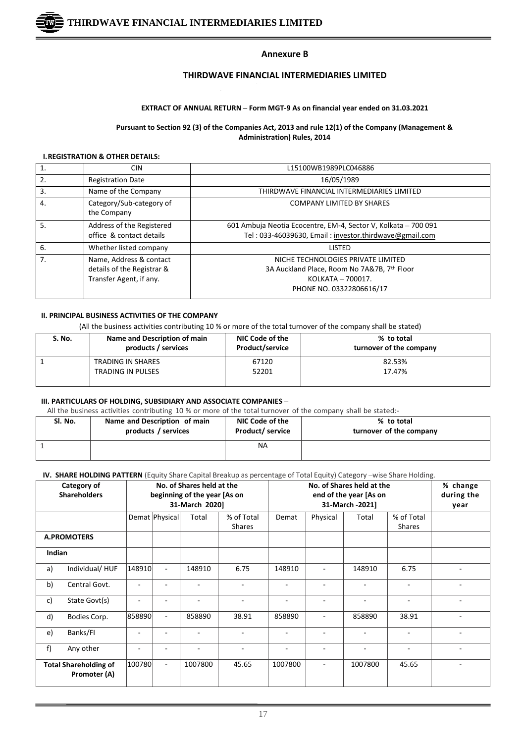## Annexure B

## THIRDWAVE FINANCIAL INTERMEDIARIES LIMITED

**EXTRACT OF ANNUAL RETURN – Form MGT-9 As on financial year ended on 31.03.2021**

**Pursuant to Section 92 (3) of the Companies Act, 2013 and rule 12(1) of the Company (Management & Administration) Rules, 2014**

### I. REGISTRATION & OTHER DETAILS:

| | | |
|---|---|---|
| 1. | CIN | L15100WB1989PLC046886 |
| 2. | Registration Date | 16/05/1989 |
| 3. | Name of the Company | THIRDWAVE FINANCIAL INTERMEDIARIES LIMITED |
| 4. | Category/Sub-category of the Company | COMPANY LIMITED BY SHARES |
| 5. | Address of the Registered office & contact details | 601 Ambuja Neotia Ecocentre, EM-4, Sector V, Kolkata – 700 091<br>Tel : 033-46039630, Email : investor.thirdwave@gmail.com |
| 6. | Whether listed company | LISTED |
| 7. | Name, Address & contact details of the Registrar & Transfer Agent, if any. | NICHE TECHNOLOGIES PRIVATE LIMITED<br>3A Auckland Place, Room No 7A&7B, 7th Floor<br>KOLKATA – 700017.<br>PHONE NO. 03322806616/17 |

### II. PRINCIPAL BUSINESS ACTIVITIES OF THE COMPANY

(All the business activities contributing 10 % or more of the total turnover of the company shall be stated)

| S. No. | Name and Description of main products / services | NIC Code of the Product/service | % to total turnover of the company |
|---|---|---|---|
| 1 | TRADING IN SHARES<br>TRADING IN PULSES | 67120<br>52201 | 82.53%<br>17.47% |

### III. PARTICULARS OF HOLDING, SUBSIDIARY AND ASSOCIATE COMPANIES –

All the business activities contributing 10 % or more of the total turnover of the company shall be stated:-

| Sl. No. | Name and Description of main products / services | NIC Code of the Product/ service | % to total turnover of the company |
|---|---|---|---|
| 1 | | NA | |

### IV. SHARE HOLDING PATTERN (Equity Share Capital Breakup as percentage of Total Equity) Category –wise Share Holding.

| Category of Shareholders | | No. of Shares held at the beginning of the year [As on 31-March 2020] | | | | No. of Shares held at the end of the year [As on 31-March -2021] | | | | % change during the year |
|---|---|---|---|---|---|---|---|---|---|---|
| | | Demat | Physical | Total | % of Total Shares | Demat | Physical | Total | % of Total Shares | |
| **A.PROMOTERS** | | | | | | | | | | |
| **Indian** | | | | | | | | | | |
| a) | Individual/ HUF | 148910 | - | 148910 | 6.75 | 148910 | - | 148910 | 6.75 | - |
| b) | Central Govt. | - | - | - | - | - | - | - | - | - |
| c) | State Govt(s) | - | - | - | - | - | - | - | - | - |
| d) | Bodies Corp. | 858890 | - | 858890 | 38.91 | 858890 | - | 858890 | 38.91 | - |
| e) | Banks/FI | - | - | - | - | - | - | - | - | - |
| f) | Any other | - | - | - | - | - | - | - | - | - |
| **Total Shareholding of Promoter (A)** | | 100780 | - | 1007800 | 45.65 | 1007800 | - | 1007800 | 45.65 | - |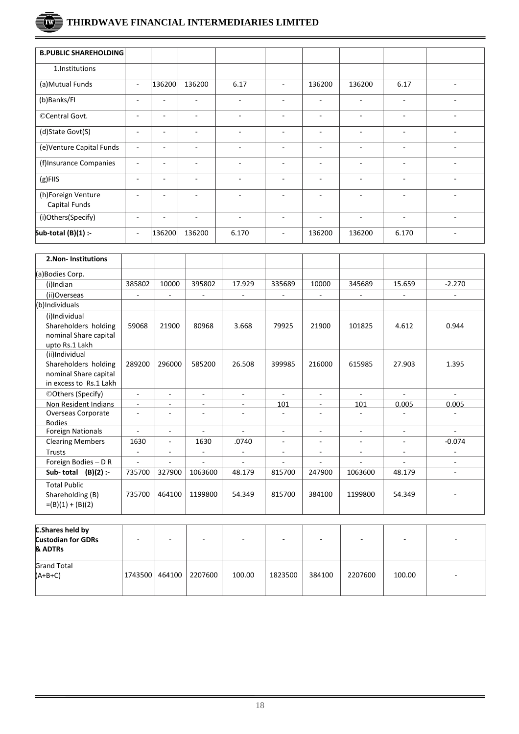| | | | | | | | | | |
|---|---|---|---|---|---|---|---|---|---|
| **B.PUBLIC SHAREHOLDING** | | | | | | | | | |
| 1.Institutions | | | | | | | | | |
| (a)Mutual Funds | - | 136200 | 136200 | 6.17 | - | 136200 | 136200 | 6.17 | - |
| (b)Banks/FI | - | - | - | - | - | - | - | - | - |
| ©Central Govt. | - | - | - | - | - | - | - | - | - |
| (d)State Govt(S) | - | - | - | - | - | - | - | - | - |
| (e)Venture Capital Funds | - | - | - | - | - | - | - | - | - |
| (f)Insurance Companies | - | - | - | - | - | - | - | - | - |
| (g)FIIS | - | - | - | - | - | - | - | - | - |
| (h)Foreign Venture Capital Funds | - | - | - | - | - | - | - | - | - |
| (i)Others(Specify) | - | - | - | - | - | - | - | - | - |
| **Sub-total (B)(1) :-** | - | 136200 | 136200 | 6.170 | - | 136200 | 136200 | 6.170 | - |
| **2.Non- Institutions** | | | | | | | | | |
| (a)Bodies Corp. | | | | | | | | | |
| (i)Indian | 385802 | 10000 | 395802 | 17.929 | 335689 | 10000 | 345689 | 15.659 | -2.270 |
| (ii)Overseas | - | - | - | - | - | - | - | - | - |
| (b)Individuals | | | | | | | | | |
| (i)Individual Shareholders holding nominal Share capital upto Rs.1 Lakh | 59068 | 21900 | 80968 | 3.668 | 79925 | 21900 | 101825 | 4.612 | 0.944 |
| (ii)Individual Shareholders holding nominal Share capital in excess to Rs.1 Lakh | 289200 | 296000 | 585200 | 26.508 | 399985 | 216000 | 615985 | 27.903 | 1.395 |
| ©Others (Specify) | - | - | - | - | - | - | - | - | - |
| Non Resident Indians | - | - | - | - | 101 | - | 101 | 0.005 | 0.005 |
| Overseas Corporate Bodies | - | - | - | - | - | - | - | - | - |
| Foreign Nationals | - | - | - | - | - | - | - | - | - |
| Clearing Members | 1630 | - | 1630 | .0740 | - | - | - | - | -0.074 |
| Trusts | - | - | - | - | - | - | - | - | - |
| Foreign Bodies – D R | - | - | - | - | - | - | - | - | - |
| **Sub- total (B)(2) :-** | 735700 | 327900 | 1063600 | 48.179 | 815700 | 247900 | 1063600 | 48.179 | - |
| Total Public Shareholding (B) =(B)(1) + (B)(2) | 735700 | 464100 | 1199800 | 54.349 | 815700 | 384100 | 1199800 | 54.349 | - |
| **C.Shares held by Custodian for GDRs & ADTRs** | - | - | - | - | - | - | - | - | - |
| Grand Total (A+B+C) | 1743500 | 464100 | 2207600 | 100.00 | 1823500 | 384100 | 2207600 | 100.00 | - |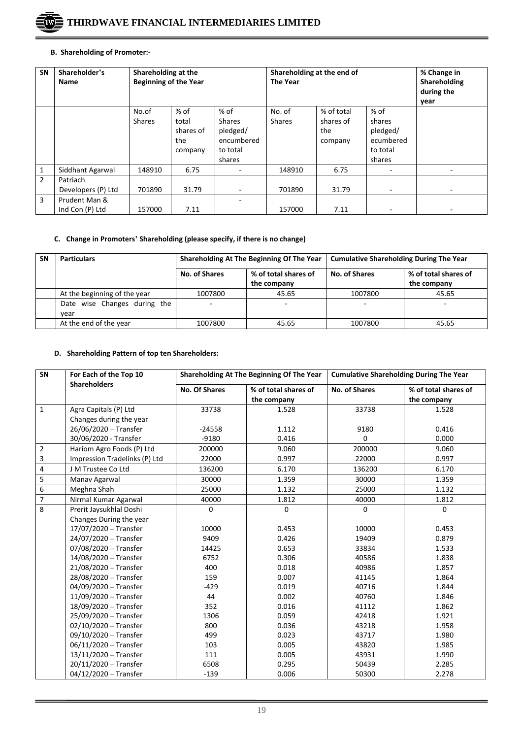**B. Shareholding of Promoter:-**

| SN | Shareholder's Name | Shareholding at the Beginning of the Year | | | Shareholding at the end of The Year | | | % Change in Shareholding during the year |
|---|---|---|---|---|---|---|---|---|
| | | No.of Shares | % of total shares of the company | % of Shares pledged/ encumbered to total shares | No. of Shares | % of total shares of the company | % of shares pledged/ ecumbered to total shares | |
| 1 | Siddhant Agarwal | 148910 | 6.75 | - | 148910 | 6.75 | - | - |
| 2 | Patriach Developers (P) Ltd | 701890 | 31.79 | - | 701890 | 31.79 | - | - |
| 3 | Prudent Man & Ind Con (P) Ltd | 157000 | 7.11 | - | 157000 | 7.11 | - | - |

**C. Change in Promoters' Shareholding (please specify, if there is no change)**

| SN | Particulars | Shareholding At The Beginning Of The Year | | Cumulative Shareholding During The Year | |
|---|---|---|---|---|---|
| | | No. of Shares | % of total shares of the company | No. of Shares | % of total shares of the company |
| | At the beginning of the year | 1007800 | 45.65 | 1007800 | 45.65 |
| | Date wise Changes during the year | - | - | - | - |
| | At the end of the year | 1007800 | 45.65 | 1007800 | 45.65 |

**D. Shareholding Pattern of top ten Shareholders:**

| SN | For Each of the Top 10 Shareholders | Shareholding At The Beginning Of The Year | | Cumulative Shareholding During The Year | |
|---|---|---|---|---|---|
| | | No. Of Shares | % of total shares of the company | No. of Shares | % of total shares of the company |
| 1 | Agra Capitals (P) Ltd | 33738 | 1.528 | 33738 | 1.528 |
| | Changes during the year | | | | |
| | 26/06/2020 – Transfer | -24558 | 1.112 | 9180 | 0.416 |
| | 30/06/2020 - Transfer | -9180 | 0.416 | 0 | 0.000 |
| 2 | Hariom Agro Foods (P) Ltd | 200000 | 9.060 | 200000 | 9.060 |
| 3 | Impression Tradelinks (P) Ltd | 22000 | 0.997 | 22000 | 0.997 |
| 4 | J M Trustee Co Ltd | 136200 | 6.170 | 136200 | 6.170 |
| 5 | Manav Agarwal | 30000 | 1.359 | 30000 | 1.359 |
| 6 | Meghna Shah | 25000 | 1.132 | 25000 | 1.132 |
| 7 | Nirmal Kumar Agarwal | 40000 | 1.812 | 40000 | 1.812 |
| 8 | Prerit Jaysukhlal Doshi | 0 | 0 | 0 | 0 |
| | Changes During the year | | | | |
| | 17/07/2020 – Transfer | 10000 | 0.453 | 10000 | 0.453 |
| | 24/07/2020 – Transfer | 9409 | 0.426 | 19409 | 0.879 |
| | 07/08/2020 – Transfer | 14425 | 0.653 | 33834 | 1.533 |
| | 14/08/2020 – Transfer | 6752 | 0.306 | 40586 | 1.838 |
| | 21/08/2020 – Transfer | 400 | 0.018 | 40986 | 1.857 |
| | 28/08/2020 – Transfer | 159 | 0.007 | 41145 | 1.864 |
| | 04/09/2020 – Transfer | -429 | 0.019 | 40716 | 1.844 |
| | 11/09/2020 – Transfer | 44 | 0.002 | 40760 | 1.846 |
| | 18/09/2020 – Transfer | 352 | 0.016 | 41112 | 1.862 |
| | 25/09/2020 – Transfer | 1306 | 0.059 | 42418 | 1.921 |
| | 02/10/2020 – Transfer | 800 | 0.036 | 43218 | 1.958 |
| | 09/10/2020 – Transfer | 499 | 0.023 | 43717 | 1.980 |
| | 06/11/2020 – Transfer | 103 | 0.005 | 43820 | 1.985 |
| | 13/11/2020 – Transfer | 111 | 0.005 | 43931 | 1.990 |
| | 20/11/2020 – Transfer | 6508 | 0.295 | 50439 | 2.285 |
| | 04/12/2020 – Transfer | -139 | 0.006 | 50300 | 2.278 |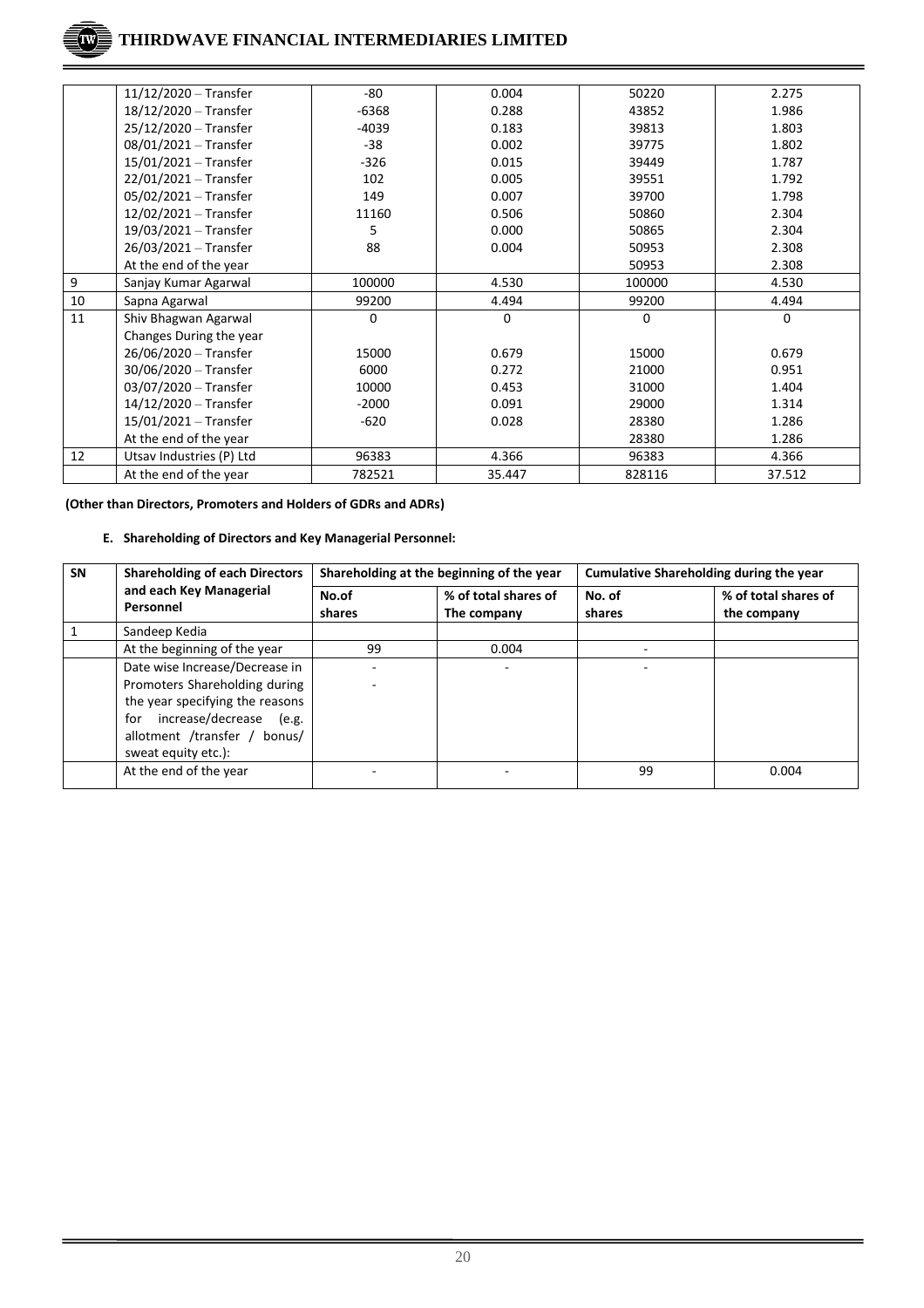|  | 11/12/2020 – Transfer | -80 | 0.004 | 50220 | 2.275 |
|---|---|---|---|---|---|
|  | 18/12/2020 – Transfer | -6368 | 0.288 | 43852 | 1.986 |
|  | 25/12/2020 – Transfer | -4039 | 0.183 | 39813 | 1.803 |
|  | 08/01/2021 – Transfer | -38 | 0.002 | 39775 | 1.802 |
|  | 15/01/2021 – Transfer | -326 | 0.015 | 39449 | 1.787 |
|  | 22/01/2021 – Transfer | 102 | 0.005 | 39551 | 1.792 |
|  | 05/02/2021 – Transfer | 149 | 0.007 | 39700 | 1.798 |
|  | 12/02/2021 – Transfer | 11160 | 0.506 | 50860 | 2.304 |
|  | 19/03/2021 – Transfer | 5 | 0.000 | 50865 | 2.304 |
|  | 26/03/2021 – Transfer | 88 | 0.004 | 50953 | 2.308 |
|  | At the end of the year |  |  | 50953 | 2.308 |
| 9 | Sanjay Kumar Agarwal | 100000 | 4.530 | 100000 | 4.530 |
| 10 | Sapna Agarwal | 99200 | 4.494 | 99200 | 4.494 |
| 11 | Shiv Bhagwan Agarwal | 0 | 0 | 0 | 0 |
|  | Changes During the year |  |  |  |  |
|  | 26/06/2020 – Transfer | 15000 | 0.679 | 15000 | 0.679 |
|  | 30/06/2020 – Transfer | 6000 | 0.272 | 21000 | 0.951 |
|  | 03/07/2020 – Transfer | 10000 | 0.453 | 31000 | 1.404 |
|  | 14/12/2020 – Transfer | -2000 | 0.091 | 29000 | 1.314 |
|  | 15/01/2021 – Transfer | -620 | 0.028 | 28380 | 1.286 |
|  | At the end of the year |  |  | 28380 | 1.286 |
| 12 | Utsav Industries (P) Ltd | 96383 | 4.366 | 96383 | 4.366 |
|  | At the end of the year | 782521 | 35.447 | 828116 | 37.512 |

**(Other than Directors, Promoters and Holders of GDRs and ADRs)**

**E. Shareholding of Directors and Key Managerial Personnel:**

| SN | Shareholding of each Directors and each Key Managerial Personnel | Shareholding at the beginning of the year | | Cumulative Shareholding during the year | |
|---|---|---|---|---|---|
| | | No.of shares | % of total shares of The company | No. of shares | % of total shares of the company |
| 1 | Sandeep Kedia | | | | |
| | At the beginning of the year | 99 | 0.004 | - | |
| | Date wise Increase/Decrease in Promoters Shareholding during the year specifying the reasons for increase/decrease (e.g. allotment /transfer / bonus/ sweat equity etc.): | - <br> - | - | - | |
| | At the end of the year | - | - | 99 | 0.004 |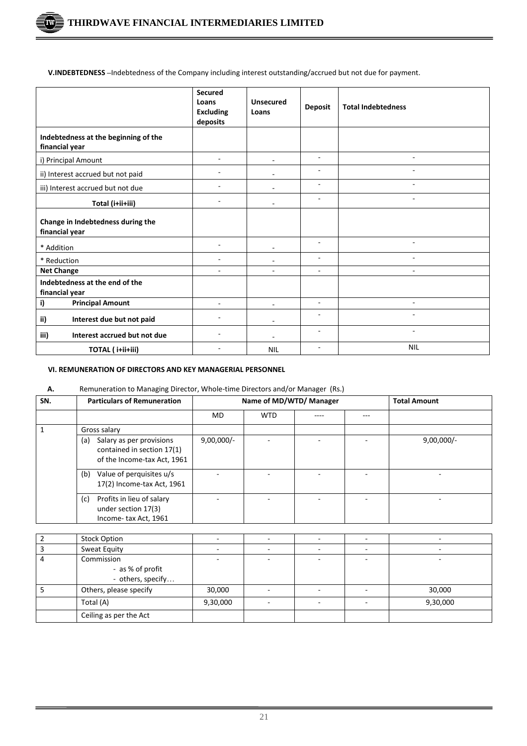**V.INDEBTEDNESS** –Indebtedness of the Company including interest outstanding/accrued but not due for payment.

| | Secured Loans Excluding deposits | Unsecured Loans | Deposit | Total Indebtedness |
|---|---|---|---|---|
| **Indebtedness at the beginning of the financial year** | | | | |
| i) Principal Amount | - | - | - | - |
| ii) Interest accrued but not paid | - | - | - | - |
| iii) Interest accrued but not due | - | - | - | - |
| **Total (i+ii+iii)** | - | - | - | - |
| **Change in Indebtedness during the financial year** | | | | |
| * Addition | - | - | - | - |
| * Reduction | - | - | - | - |
| **Net Change** | - | - | - | - |
| **Indebtedness at the end of the financial year** | | | | |
| **i) Principal Amount** | - | - | - | - |
| **ii) Interest due but not paid** | - | - | - | - |
| **iii) Interest accrued but not due** | - | - | - | - |
| **TOTAL ( i+ii+iii)** | - | NIL | - | NIL |

**VI. REMUNERATION OF DIRECTORS AND KEY MANAGERIAL PERSONNEL**

**A.** Remuneration to Managing Director, Whole-time Directors and/or Manager (Rs.)

| SN. | Particulars of Remuneration | Name of MD/WTD/ Manager | | | | Total Amount |
|---|---|---|---|---|---|---|
| | | MD | WTD | ---- | --- | |
| 1 | Gross salary | | | | | |
| | (a) Salary as per provisions contained in section 17(1) of the Income-tax Act, 1961 | 9,00,000/- | - | - | - | 9,00,000/- |
| | (b) Value of perquisites u/s 17(2) Income-tax Act, 1961 | - | - | - | - | - |
| | (c) Profits in lieu of salary under section 17(3) Income- tax Act, 1961 | - | - | - | - | - |
| 2 | Stock Option | - | - | - | - | - |
| 3 | Sweat Equity | - | - | - | - | - |
| 4 | Commission<br>- as % of profit<br>- others, specify… | - | - | - | - | - |
| 5 | Others, please specify | 30,000 | - | - | - | 30,000 |
| | Total (A) | 9,30,000 | - | - | - | 9,30,000 |
| | Ceiling as per the Act | | | | | |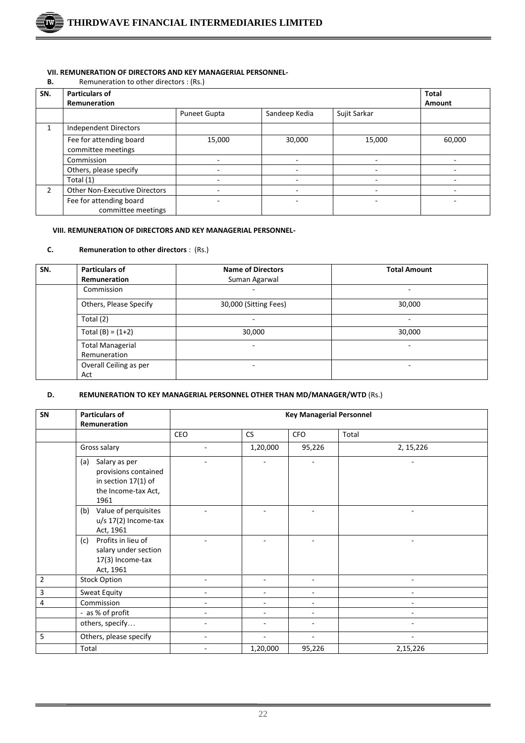**VII. REMUNERATION OF DIRECTORS AND KEY MANAGERIAL PERSONNEL-**

**B.** Remuneration to other directors : (Rs.)

| SN. | Particulars of Remuneration | | | | Total Amount |
|---|---|---|---|---|---|
| | | Puneet Gupta | Sandeep Kedia | Sujit Sarkar | |
| 1 | Independent Directors | | | | |
| | Fee for attending board committee meetings | 15,000 | 30,000 | 15,000 | 60,000 |
| | Commission | - | - | - | - |
| | Others, please specify | - | - | - | - |
| | Total (1) | - | - | - | - |
| 2 | Other Non-Executive Directors | - | - | - | - |
| | Fee for attending board committee meetings | - | - | - | - |

**VIII. REMUNERATION OF DIRECTORS AND KEY MANAGERIAL PERSONNEL-**

**C. Remuneration to other directors** : (Rs.)

| SN. | Particulars of Remuneration | Name of Directors<br>Suman Agarwal | Total Amount |
|---|---|---|---|
| | Commission | - | - |
| | Others, Please Specify | 30,000 (Sitting Fees) | 30,000 |
| | Total (2) | - | - |
| | Total (B) = (1+2) | 30,000 | 30,000 |
| | Total Managerial Remuneration | - | - |
| | Overall Ceiling as per Act | - | - |

**D. REMUNERATION TO KEY MANAGERIAL PERSONNEL OTHER THAN MD/MANAGER/WTD** (Rs.)

| SN | Particulars of Remuneration | Key Managerial Personnel | | | |
|---|---|---|---|---|---|
| | | CEO | CS | CFO | Total |
| | Gross salary | - | 1,20,000 | 95,226 | 2, 15,226 |
| | (a) Salary as per provisions contained in section 17(1) of the Income-tax Act, 1961 | - | - | - | - |
| | (b) Value of perquisites u/s 17(2) Income-tax Act, 1961 | - | - | - | - |
| | (c) Profits in lieu of salary under section 17(3) Income-tax Act, 1961 | - | - | - | - |
| 2 | Stock Option | - | - | - | - |
| 3 | Sweat Equity | - | - | - | - |
| 4 | Commission | - | - | - | - |
| | - as % of profit | - | - | - | - |
| | others, specify… | - | - | - | - |
| 5 | Others, please specify | - | - | - | - |
| | Total | - | 1,20,000 | 95,226 | 2,15,226 |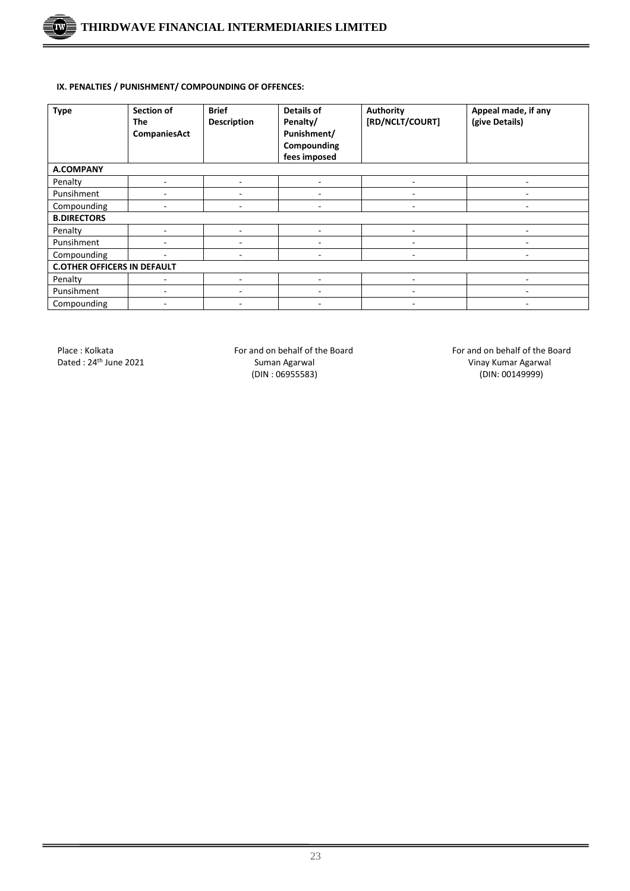**IX. PENALTIES / PUNISHMENT/ COMPOUNDING OF OFFENCES:**

| Type | Section of The CompaniesAct | Brief Description | Details of Penalty/ Punishment/ Compounding fees imposed | Authority [RD/NCLT/COURT] | Appeal made, if any (give Details) |
|---|---|---|---|---|---|
| **A.COMPANY** | | | | | |
| Penalty | - | - | - | - | - |
| Punsihment | - | - | - | - | - |
| Compounding | - | - | - | - | - |
| **B.DIRECTORS** | | | | | |
| Penalty | - | - | - | - | - |
| Punsihment | - | - | - | - | - |
| Compounding | - | - | - | - | - |
| **C.OTHER OFFICERS IN DEFAULT** | | | | | |
| Penalty | - | - | - | - | - |
| Punsihment | - | - | - | - | - |
| Compounding | - | - | - | - | - |

Place : Kolkata
Dated : 24th June 2021

For and on behalf of the Board
Suman Agarwal
(DIN : 06955583)

For and on behalf of the Board
Vinay Kumar Agarwal
(DIN: 00149999)